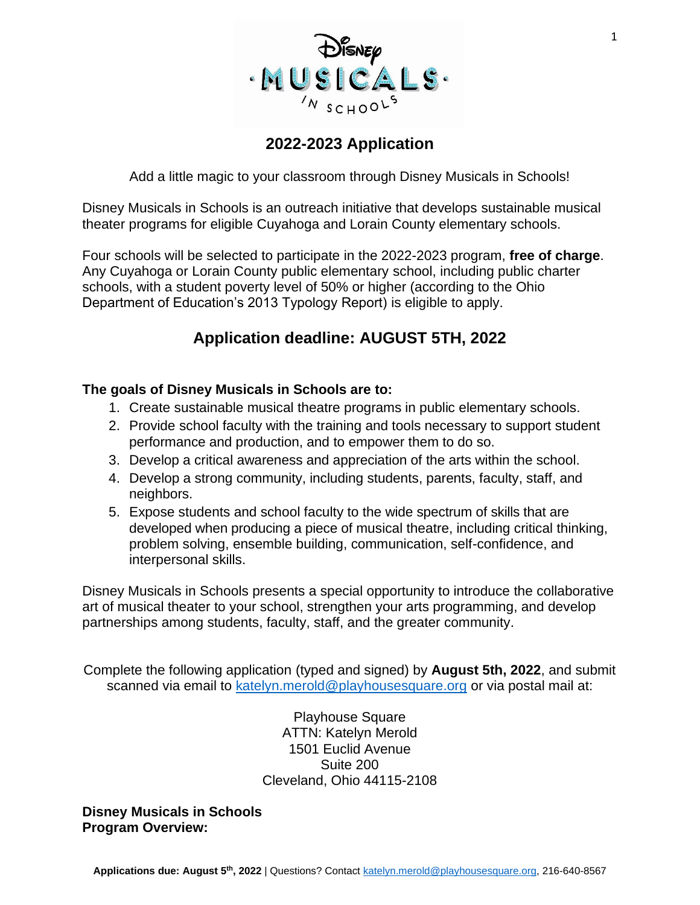# Disney Musicals in Schools

## 2022-2023 Application

Add a little magic to your classroom through Disney Musicals in Schools!

Disney Musicals in Schools is an outreach initiative that develops sustainable musical theater programs for eligible Cuyahoga and Lorain County elementary schools.

Four schools will be selected to participate in the 2022-2023 program, **free of charge**. Any Cuyahoga or Lorain County public elementary school, including public charter schools, with a student poverty level of 50% or higher (according to the Ohio Department of Education's 2013 Typology Report) is eligible to apply.

## Application deadline: AUGUST 5TH, 2022

**The goals of Disney Musicals in Schools are to:**

1. Create sustainable musical theatre programs in public elementary schools.
2. Provide school faculty with the training and tools necessary to support student performance and production, and to empower them to do so.
3. Develop a critical awareness and appreciation of the arts within the school.
4. Develop a strong community, including students, parents, faculty, staff, and neighbors.
5. Expose students and school faculty to the wide spectrum of skills that are developed when producing a piece of musical theatre, including critical thinking, problem solving, ensemble building, communication, self-confidence, and interpersonal skills.

Disney Musicals in Schools presents a special opportunity to introduce the collaborative art of musical theater to your school, strengthen your arts programming, and develop partnerships among students, faculty, staff, and the greater community.

Complete the following application (typed and signed) by **August 5th, 2022**, and submit scanned via email to katelyn.merold@playhousesquare.org or via postal mail at:

Playhouse Square
ATTN: Katelyn Merold
1501 Euclid Avenue
Suite 200
Cleveland, Ohio 44115-2108

**Disney Musicals in Schools**
**Program Overview:**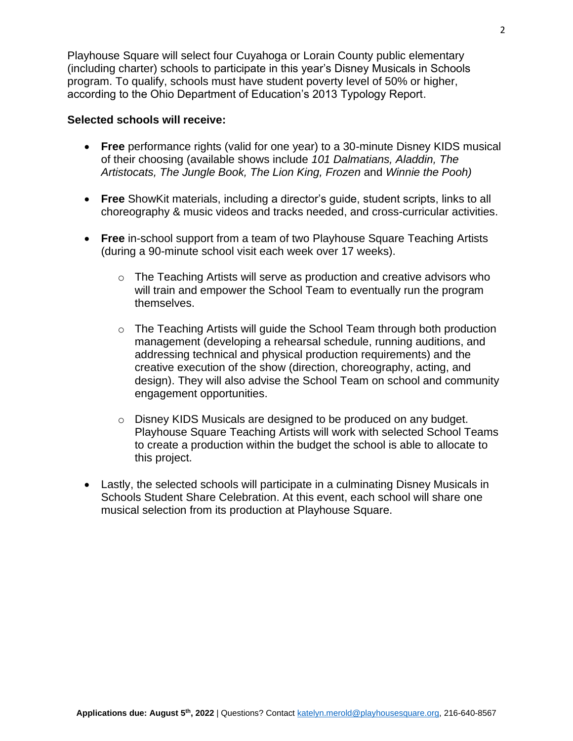Playhouse Square will select four Cuyahoga or Lorain County public elementary (including charter) schools to participate in this year's Disney Musicals in Schools program. To qualify, schools must have student poverty level of 50% or higher, according to the Ohio Department of Education's 2013 Typology Report.

**Selected schools will receive:**

- **Free** performance rights (valid for one year) to a 30-minute Disney KIDS musical of their choosing (available shows include *101 Dalmatians, Aladdin, The Artistocats, The Jungle Book, The Lion King, Frozen* and *Winnie the Pooh)*
- **Free** ShowKit materials, including a director's guide, student scripts, links to all choreography & music videos and tracks needed, and cross-curricular activities.
- **Free** in-school support from a team of two Playhouse Square Teaching Artists (during a 90-minute school visit each week over 17 weeks).
  - The Teaching Artists will serve as production and creative advisors who will train and empower the School Team to eventually run the program themselves.
  - The Teaching Artists will guide the School Team through both production management (developing a rehearsal schedule, running auditions, and addressing technical and physical production requirements) and the creative execution of the show (direction, choreography, acting, and design). They will also advise the School Team on school and community engagement opportunities.
  - Disney KIDS Musicals are designed to be produced on any budget. Playhouse Square Teaching Artists will work with selected School Teams to create a production within the budget the school is able to allocate to this project.
- Lastly, the selected schools will participate in a culminating Disney Musicals in Schools Student Share Celebration. At this event, each school will share one musical selection from its production at Playhouse Square.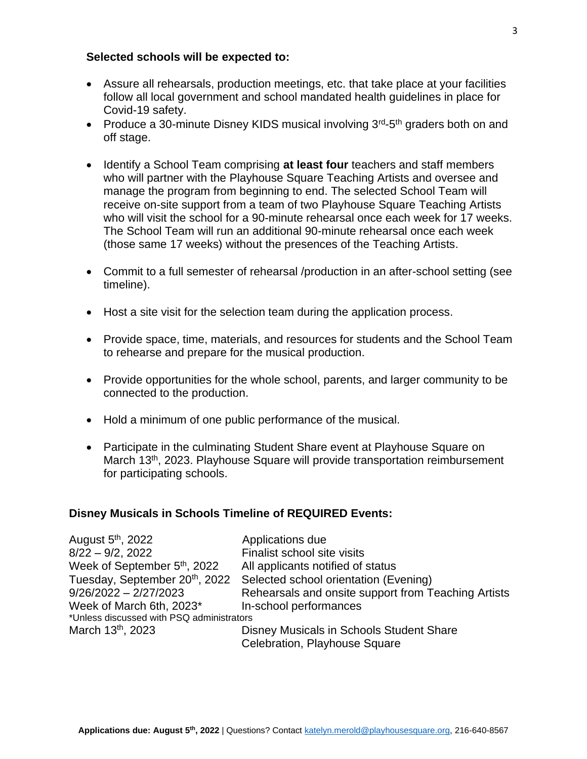**Selected schools will be expected to:**

- Assure all rehearsals, production meetings, etc. that take place at your facilities follow all local government and school mandated health guidelines in place for Covid-19 safety.
- Produce a 30-minute Disney KIDS musical involving 3rd-5th graders both on and off stage.
- Identify a School Team comprising **at least four** teachers and staff members who will partner with the Playhouse Square Teaching Artists and oversee and manage the program from beginning to end. The selected School Team will receive on-site support from a team of two Playhouse Square Teaching Artists who will visit the school for a 90-minute rehearsal once each week for 17 weeks. The School Team will run an additional 90-minute rehearsal once each week (those same 17 weeks) without the presences of the Teaching Artists.
- Commit to a full semester of rehearsal /production in an after-school setting (see timeline).
- Host a site visit for the selection team during the application process.
- Provide space, time, materials, and resources for students and the School Team to rehearse and prepare for the musical production.
- Provide opportunities for the whole school, parents, and larger community to be connected to the production.
- Hold a minimum of one public performance of the musical.
- Participate in the culminating Student Share event at Playhouse Square on March 13th, 2023. Playhouse Square will provide transportation reimbursement for participating schools.

**Disney Musicals in Schools Timeline of REQUIRED Events:**

| | |
|---|---|
| August 5th, 2022 | Applications due |
| 8/22 – 9/2, 2022 | Finalist school site visits |
| Week of September 5th, 2022 | All applicants notified of status |
| Tuesday, September 20th, 2022 | Selected school orientation (Evening) |
| 9/26/2022 – 2/27/2023 | Rehearsals and onsite support from Teaching Artists |
| Week of March 6th, 2023* | In-school performances |
| *Unless discussed with PSQ administrators | |
| March 13th, 2023 | Disney Musicals in Schools Student Share Celebration, Playhouse Square |

**Applications due: August 5th, 2022** | Questions? Contact katelyn.merold@playhousesquare.org, 216-640-8567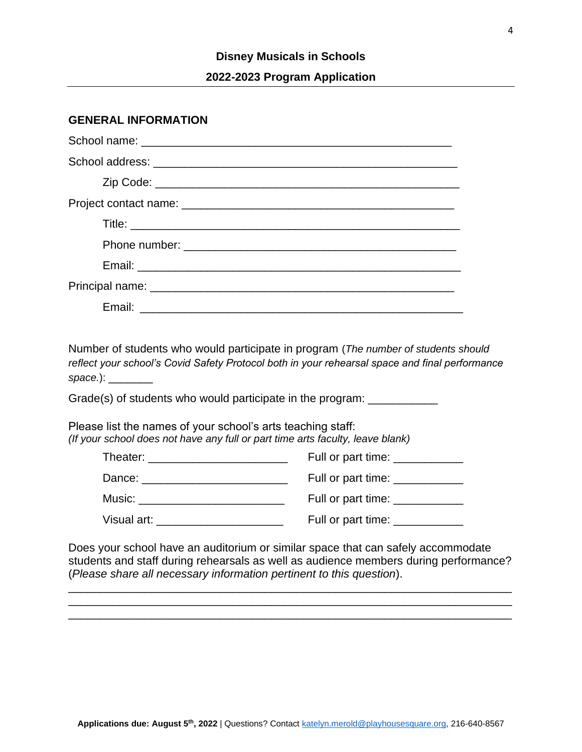**Disney Musicals in Schools**

**2022-2023 Program Application**

---

## GENERAL INFORMATION

School name: _______________________________________________

School address: _____________________________________________

Zip Code: _______________________________________________

Project contact name: __________________________________________

Title: _________________________________________________

Phone number: ____________________________________________

Email: ________________________________________________

Principal name: _____________________________________________

Email: ________________________________________________

Number of students who would participate in program (*The number of students should reflect your school's Covid Safety Protocol both in your rehearsal space and final performance space.*): _______

Grade(s) of students who would participate in the program: __________

Please list the names of your school's arts teaching staff:
*(If your school does not have any full or part time arts faculty, leave blank)*

Theater: _____________________ Full or part time: __________

Dance: ______________________ Full or part time: __________

Music: ______________________ Full or part time: __________

Visual art: ___________________ Full or part time: __________

Does your school have an auditorium or similar space that can safely accommodate students and staff during rehearsals as well as audience members during performance? (*Please share all necessary information pertinent to this question*).

_________________________________________________________________
_________________________________________________________________
_________________________________________________________________

**Applications due: August 5th, 2022** | Questions? Contact katelyn.merold@playhousesquare.org, 216-640-8567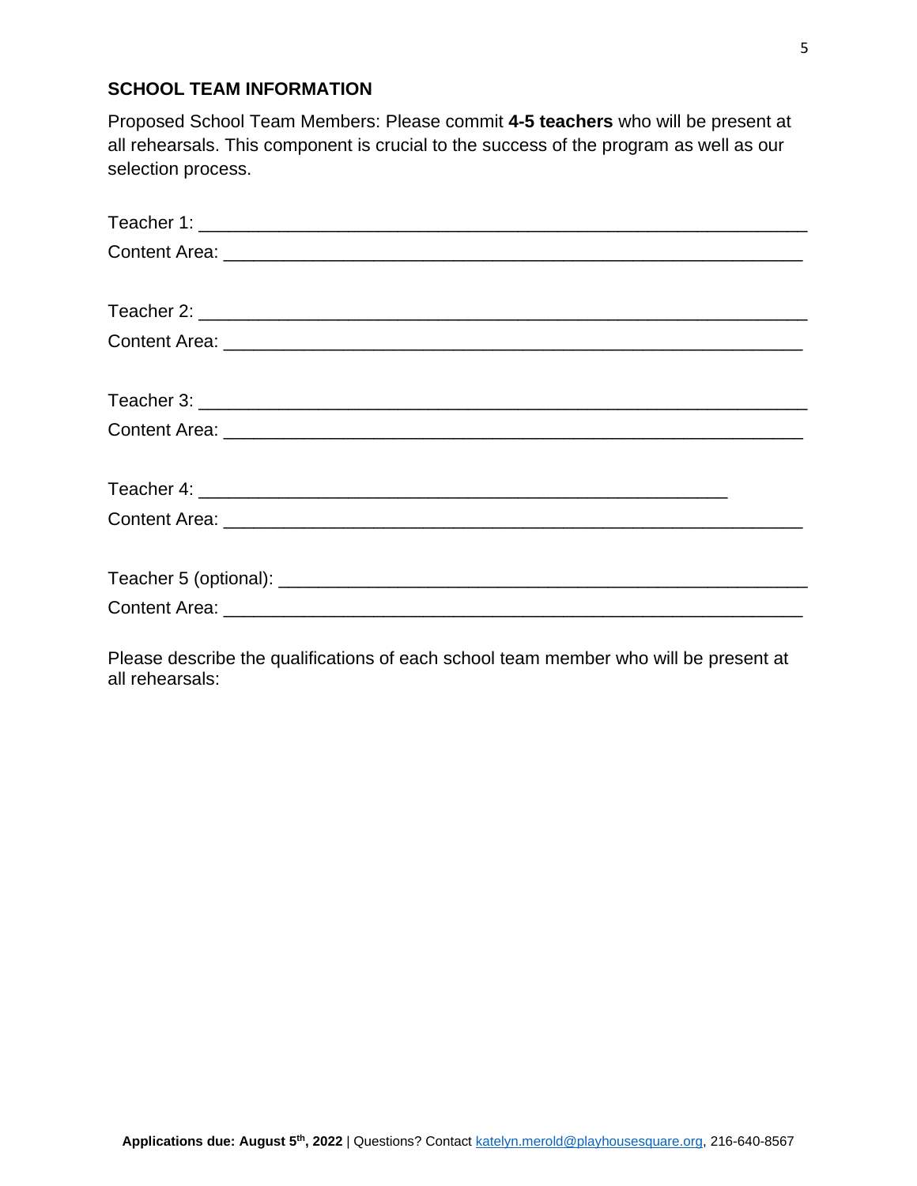## SCHOOL TEAM INFORMATION

Proposed School Team Members: Please commit **4-5 teachers** who will be present at all rehearsals. This component is crucial to the success of the program as well as our selection process.

Teacher 1: ____________________________________________________________

Content Area: _________________________________________________________

Teacher 2: ____________________________________________________________

Content Area: _________________________________________________________

Teacher 3: ____________________________________________________________

Content Area: _________________________________________________________

Teacher 4: ___________________________________________________

Content Area: _________________________________________________________

Teacher 5 (optional): ____________________________________________________

Content Area: _________________________________________________________

Please describe the qualifications of each school team member who will be present at all rehearsals: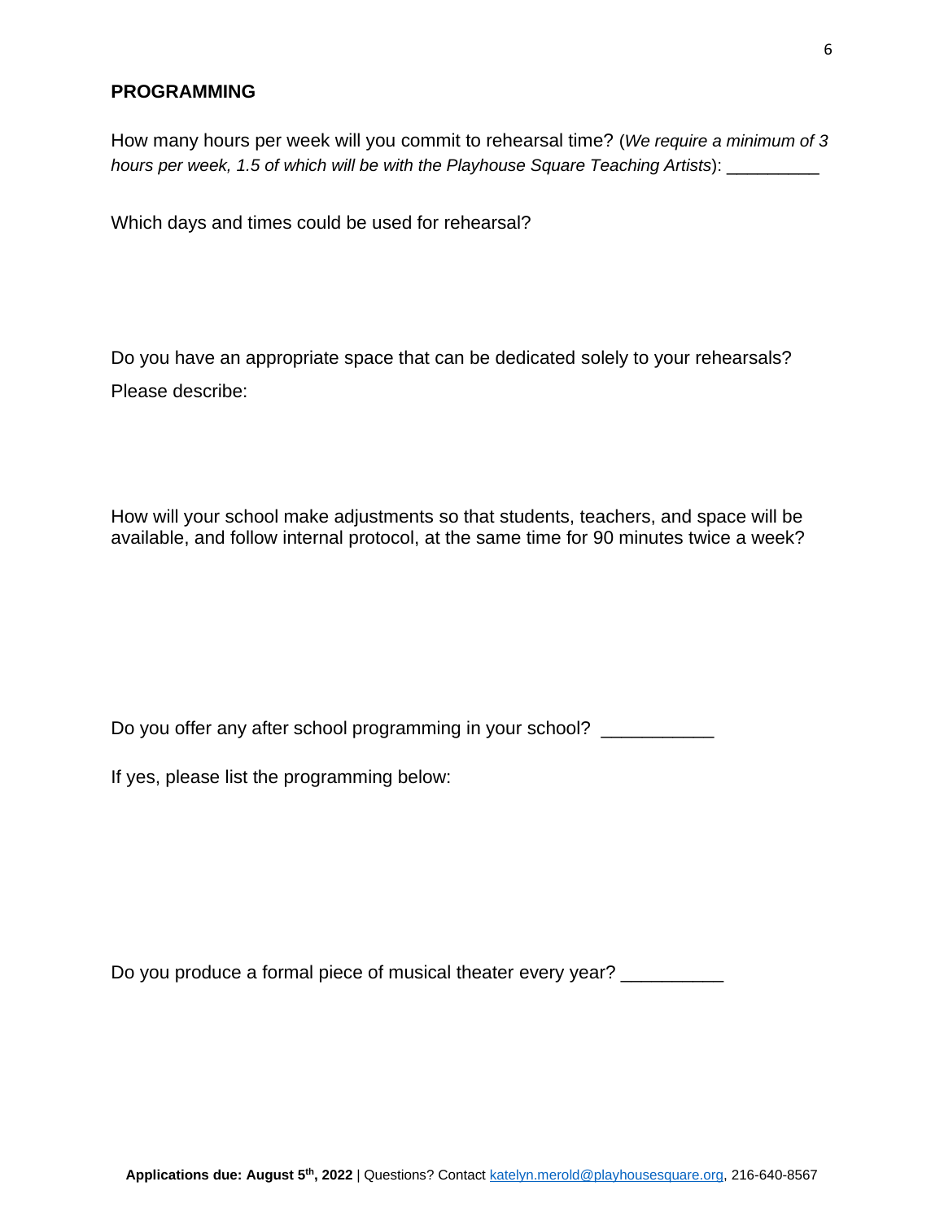## PROGRAMMING

How many hours per week will you commit to rehearsal time? (*We require a minimum of 3 hours per week, 1.5 of which will be with the Playhouse Square Teaching Artists*): _________

Which days and times could be used for rehearsal?

Do you have an appropriate space that can be dedicated solely to your rehearsals? Please describe:

How will your school make adjustments so that students, teachers, and space will be available, and follow internal protocol, at the same time for 90 minutes twice a week?

Do you offer any after school programming in your school? ___________

If yes, please list the programming below:

Do you produce a formal piece of musical theater every year? __________

**Applications due: August 5th, 2022** | Questions? Contact katelyn.merold@playhousesquare.org, 216-640-8567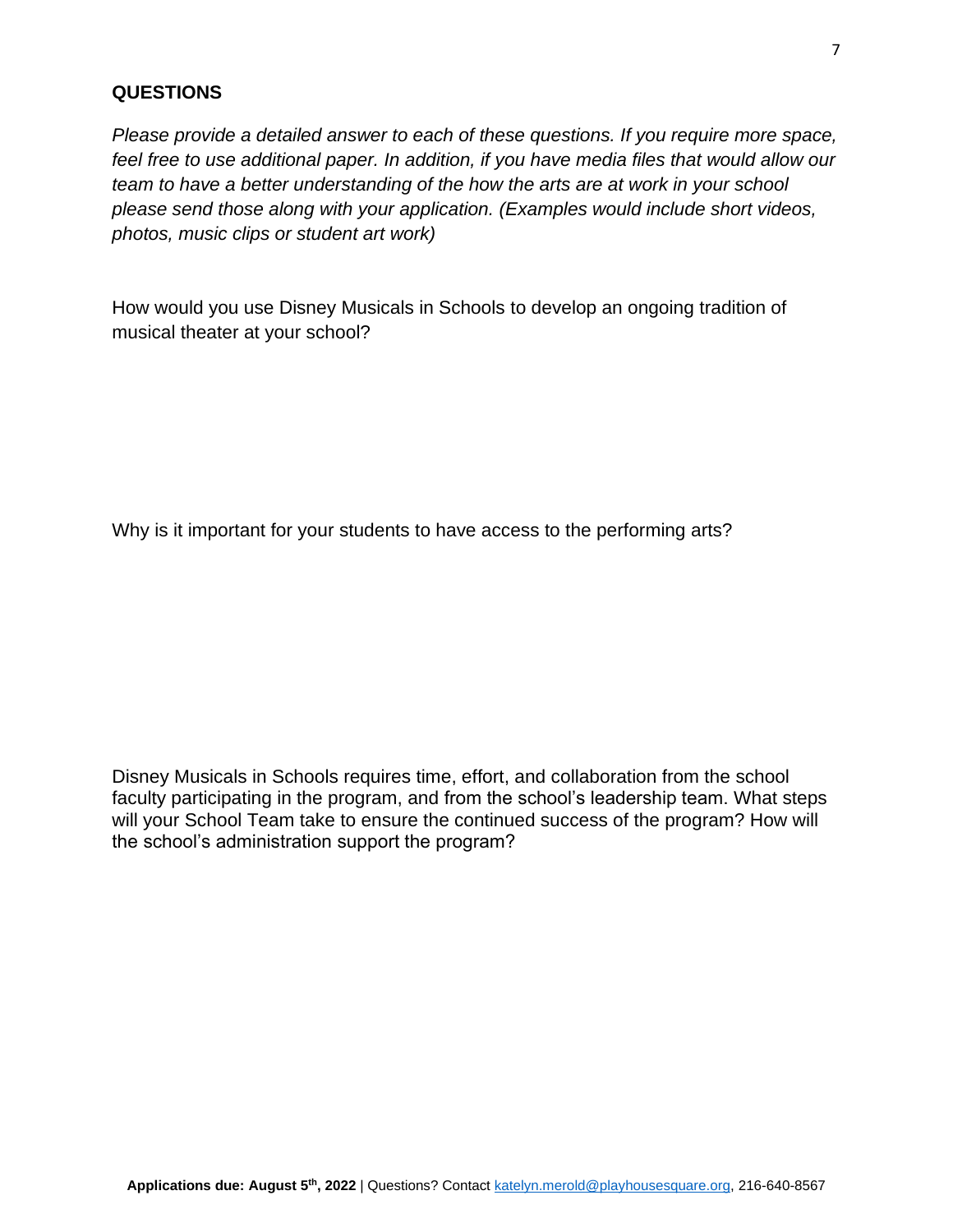## QUESTIONS

*Please provide a detailed answer to each of these questions. If you require more space, feel free to use additional paper. In addition, if you have media files that would allow our team to have a better understanding of the how the arts are at work in your school please send those along with your application. (Examples would include short videos, photos, music clips or student art work)*

How would you use Disney Musicals in Schools to develop an ongoing tradition of musical theater at your school?

Why is it important for your students to have access to the performing arts?

Disney Musicals in Schools requires time, effort, and collaboration from the school faculty participating in the program, and from the school's leadership team. What steps will your School Team take to ensure the continued success of the program? How will the school's administration support the program?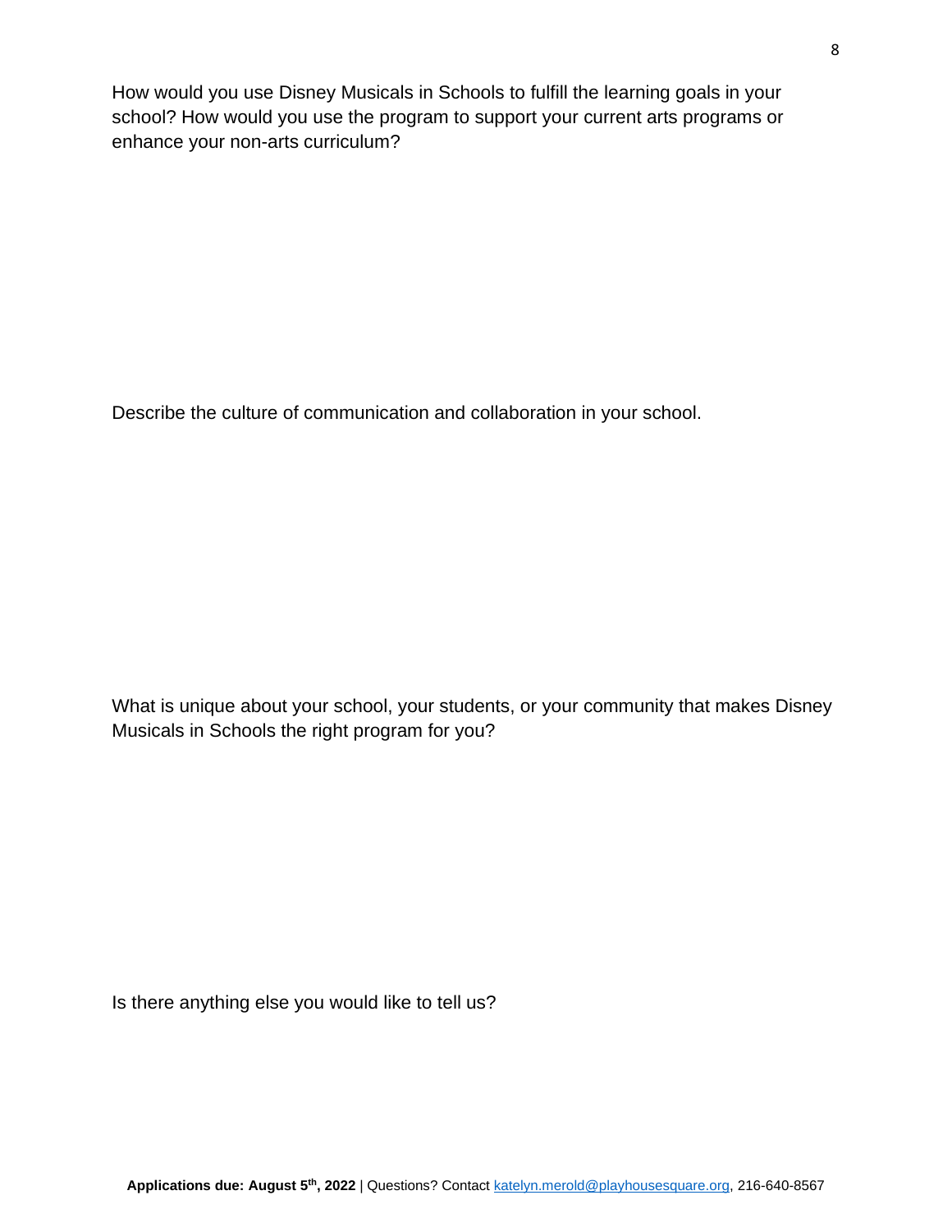How would you use Disney Musicals in Schools to fulfill the learning goals in your school? How would you use the program to support your current arts programs or enhance your non-arts curriculum?

Describe the culture of communication and collaboration in your school.

What is unique about your school, your students, or your community that makes Disney Musicals in Schools the right program for you?

Is there anything else you would like to tell us?

**Applications due: August 5th, 2022** | Questions? Contact katelyn.merold@playhousesquare.org, 216-640-8567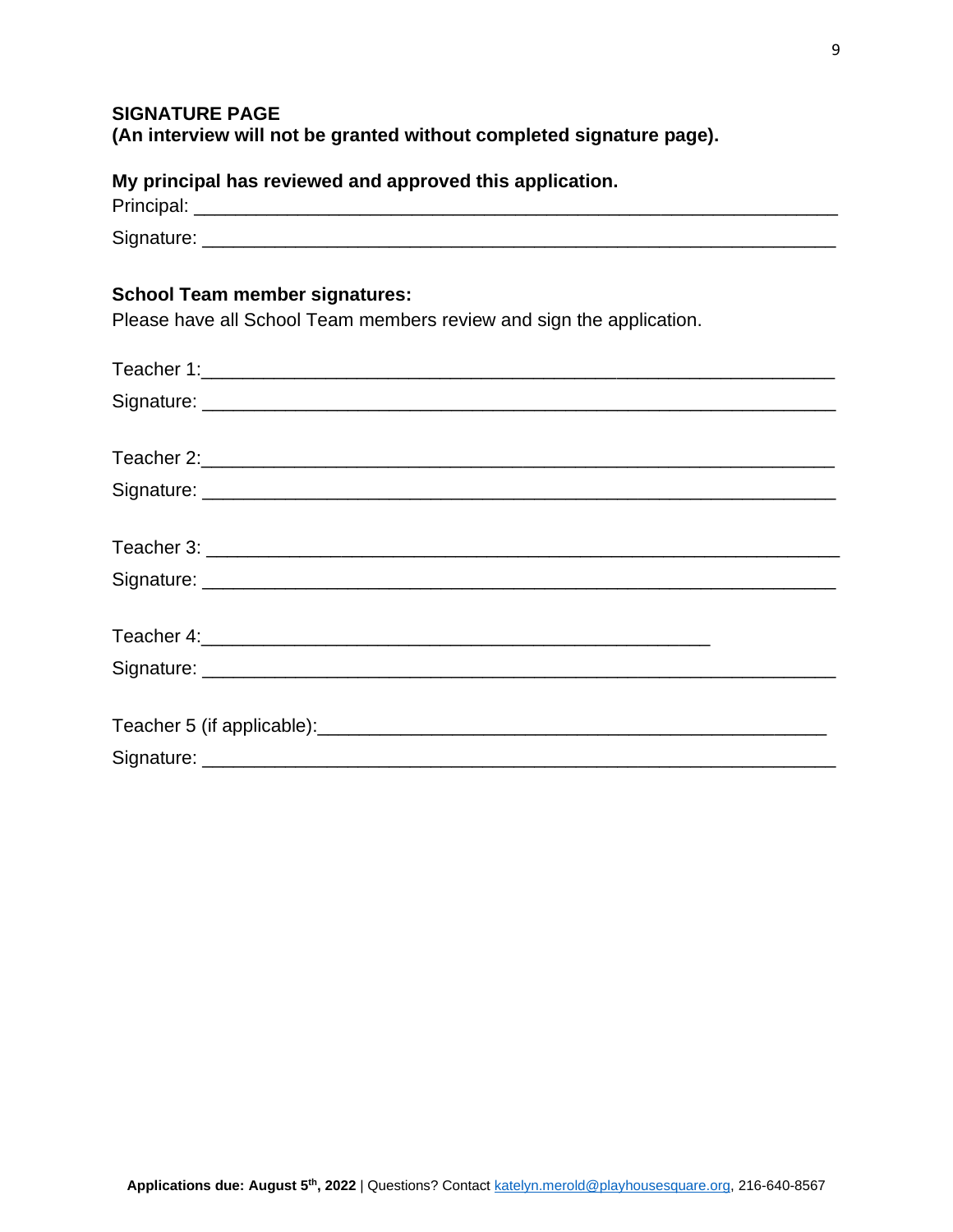**SIGNATURE PAGE**
**(An interview will not be granted without completed signature page).**

**My principal has reviewed and approved this application.**

Principal: ____________________________________________________________

Signature: ____________________________________________________________

**School Team member signatures:**

Please have all School Team members review and sign the application.

Teacher 1:____________________________________________________________

Signature: ____________________________________________________________

Teacher 2:____________________________________________________________

Signature: ____________________________________________________________

Teacher 3: ____________________________________________________________

Signature: ____________________________________________________________

Teacher 4:_______________________________________________

Signature: ____________________________________________________________

Teacher 5 (if applicable):_______________________________________________

Signature: ____________________________________________________________

**Applications due: August 5th, 2022** | Questions? Contact katelyn.merold@playhousesquare.org, 216-640-8567